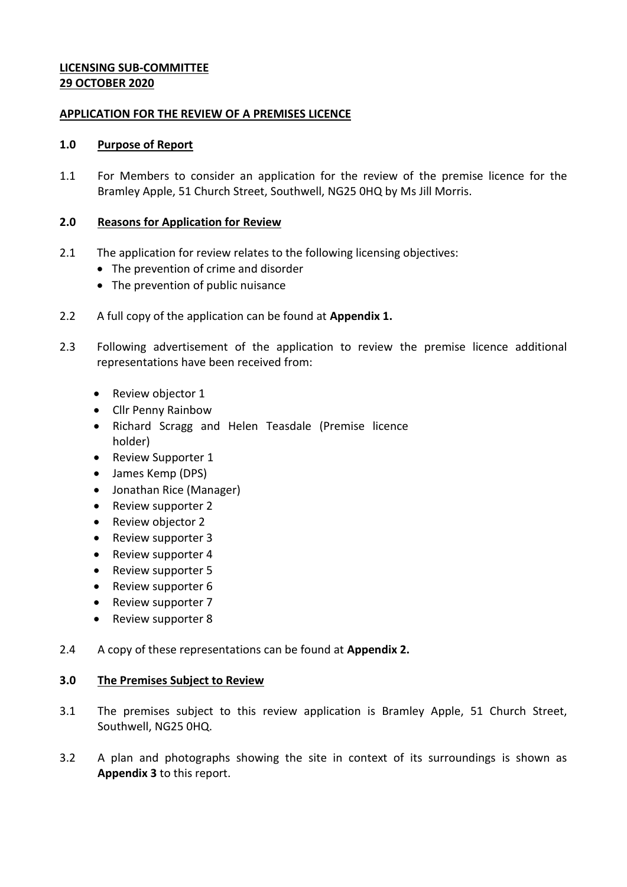**LICENSING SUB-COMMITTEE**
**29 OCTOBER 2020**

**APPLICATION FOR THE REVIEW OF A PREMISES LICENCE**

## 1.0 Purpose of Report

1.1 For Members to consider an application for the review of the premise licence for the Bramley Apple, 51 Church Street, Southwell, NG25 0HQ by Ms Jill Morris.

## 2.0 Reasons for Application for Review

2.1 The application for review relates to the following licensing objectives:

- The prevention of crime and disorder
- The prevention of public nuisance

2.2 A full copy of the application can be found at **Appendix 1.**

2.3 Following advertisement of the application to review the premise licence additional representations have been received from:

- Review objector 1
- Cllr Penny Rainbow
- Richard Scragg and Helen Teasdale (Premise licence holder)
- Review Supporter 1
- James Kemp (DPS)
- Jonathan Rice (Manager)
- Review supporter 2
- Review objector 2
- Review supporter 3
- Review supporter 4
- Review supporter 5
- Review supporter 6
- Review supporter 7
- Review supporter 8

2.4 A copy of these representations can be found at **Appendix 2.**

## 3.0 The Premises Subject to Review

3.1 The premises subject to this review application is Bramley Apple, 51 Church Street, Southwell, NG25 0HQ.

3.2 A plan and photographs showing the site in context of its surroundings is shown as **Appendix 3** to this report.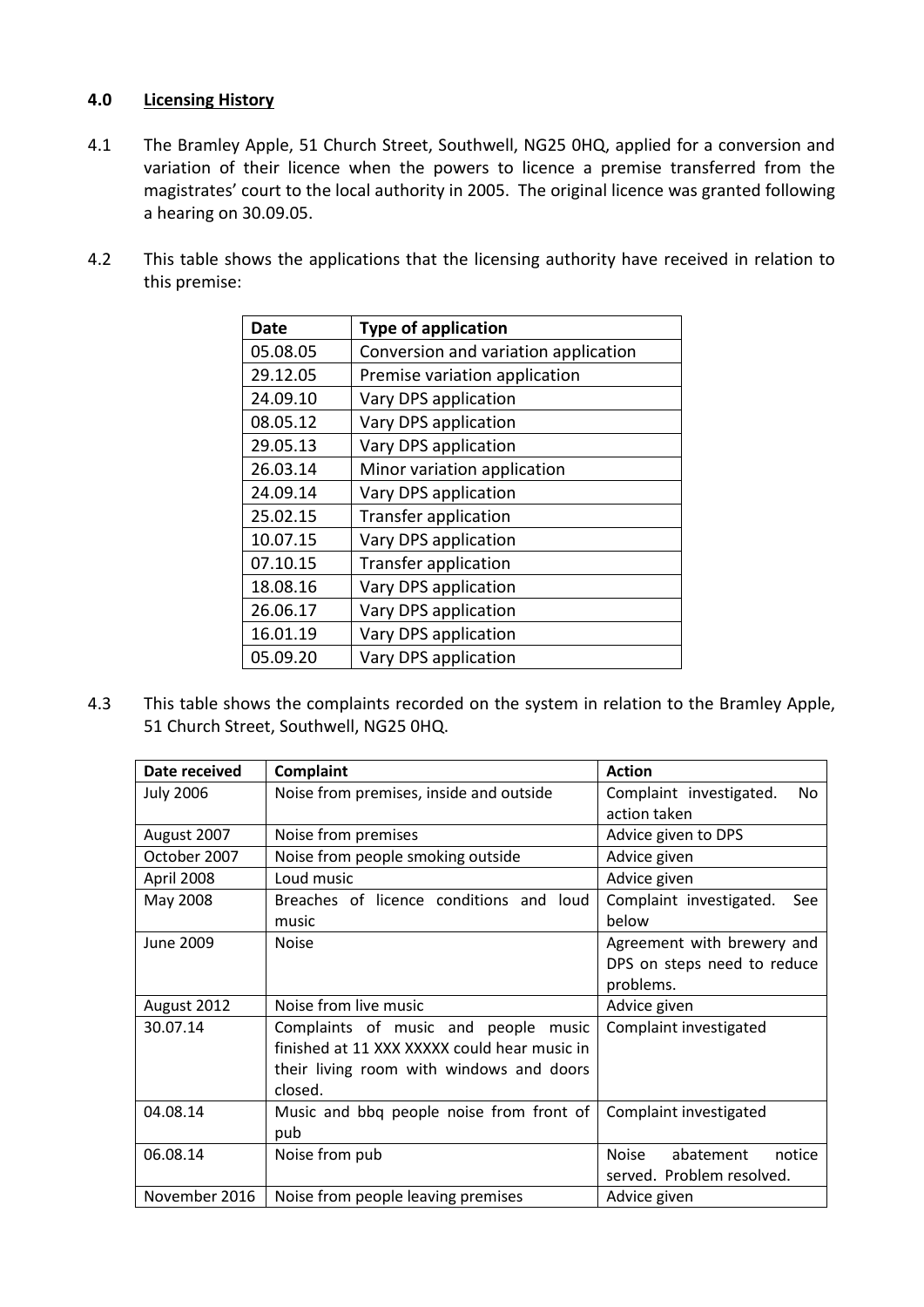## 4.0 Licensing History

4.1 The Bramley Apple, 51 Church Street, Southwell, NG25 0HQ, applied for a conversion and variation of their licence when the powers to licence a premise transferred from the magistrates' court to the local authority in 2005. The original licence was granted following a hearing on 30.09.05.

4.2 This table shows the applications that the licensing authority have received in relation to this premise:

| Date | Type of application |
|---|---|
| 05.08.05 | Conversion and variation application |
| 29.12.05 | Premise variation application |
| 24.09.10 | Vary DPS application |
| 08.05.12 | Vary DPS application |
| 29.05.13 | Vary DPS application |
| 26.03.14 | Minor variation application |
| 24.09.14 | Vary DPS application |
| 25.02.15 | Transfer application |
| 10.07.15 | Vary DPS application |
| 07.10.15 | Transfer application |
| 18.08.16 | Vary DPS application |
| 26.06.17 | Vary DPS application |
| 16.01.19 | Vary DPS application |
| 05.09.20 | Vary DPS application |

4.3 This table shows the complaints recorded on the system in relation to the Bramley Apple, 51 Church Street, Southwell, NG25 0HQ.

| Date received | Complaint | Action |
|---|---|---|
| July 2006 | Noise from premises, inside and outside | Complaint investigated. No action taken |
| August 2007 | Noise from premises | Advice given to DPS |
| October 2007 | Noise from people smoking outside | Advice given |
| April 2008 | Loud music | Advice given |
| May 2008 | Breaches of licence conditions and loud music | Complaint investigated. See below |
| June 2009 | Noise | Agreement with brewery and DPS on steps need to reduce problems. |
| August 2012 | Noise from live music | Advice given |
| 30.07.14 | Complaints of music and people music finished at 11 XXX XXXXX could hear music in their living room with windows and doors closed. | Complaint investigated |
| 04.08.14 | Music and bbq people noise from front of pub | Complaint investigated |
| 06.08.14 | Noise from pub | Noise abatement notice served. Problem resolved. |
| November 2016 | Noise from people leaving premises | Advice given |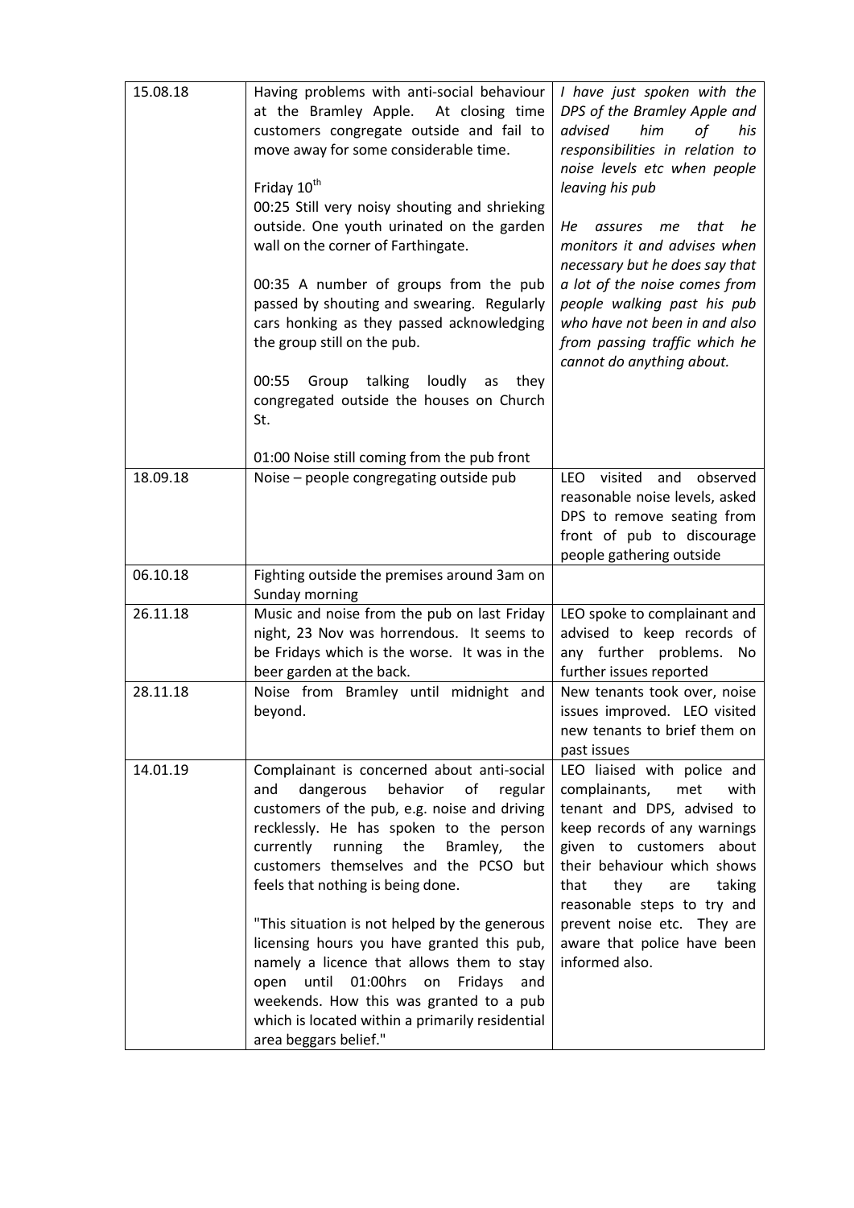| | | |
|---|---|---|
| 15.08.18 | Having problems with anti-social behaviour at the Bramley Apple. At closing time customers congregate outside and fail to move away for some considerable time.<br><br>Friday 10th<br>00:25 Still very noisy shouting and shrieking outside. One youth urinated on the garden wall on the corner of Farthingate.<br><br>00:35 A number of groups from the pub passed by shouting and swearing. Regularly cars honking as they passed acknowledging the group still on the pub.<br><br>00:55 Group talking loudly as they congregated outside the houses on Church St.<br><br>01:00 Noise still coming from the pub front | *I have just spoken with the DPS of the Bramley Apple and advised him of his responsibilities in relation to noise levels etc when people leaving his pub*<br><br>*He assures me that he monitors it and advises when necessary but he does say that a lot of the noise comes from people walking past his pub who have not been in and also from passing traffic which he cannot do anything about.* |
| 18.09.18 | Noise – people congregating outside pub | LEO visited and observed reasonable noise levels, asked DPS to remove seating from front of pub to discourage people gathering outside |
| 06.10.18 | Fighting outside the premises around 3am on Sunday morning | |
| 26.11.18 | Music and noise from the pub on last Friday night, 23 Nov was horrendous. It seems to be Fridays which is the worse. It was in the beer garden at the back. | LEO spoke to complainant and advised to keep records of any further problems. No further issues reported |
| 28.11.18 | Noise from Bramley until midnight and beyond. | New tenants took over, noise issues improved. LEO visited new tenants to brief them on past issues |
| 14.01.19 | Complainant is concerned about anti-social and dangerous behavior of regular customers of the pub, e.g. noise and driving recklessly. He has spoken to the person currently running the Bramley, the customers themselves and the PCSO but feels that nothing is being done.<br><br>"This situation is not helped by the generous licensing hours you have granted this pub, namely a licence that allows them to stay open until 01:00hrs on Fridays and weekends. How this was granted to a pub which is located within a primarily residential area beggars belief." | LEO liaised with police and complainants, met with tenant and DPS, advised to keep records of any warnings given to customers about their behaviour which shows that they are taking reasonable steps to try and prevent noise etc. They are aware that police have been informed also. |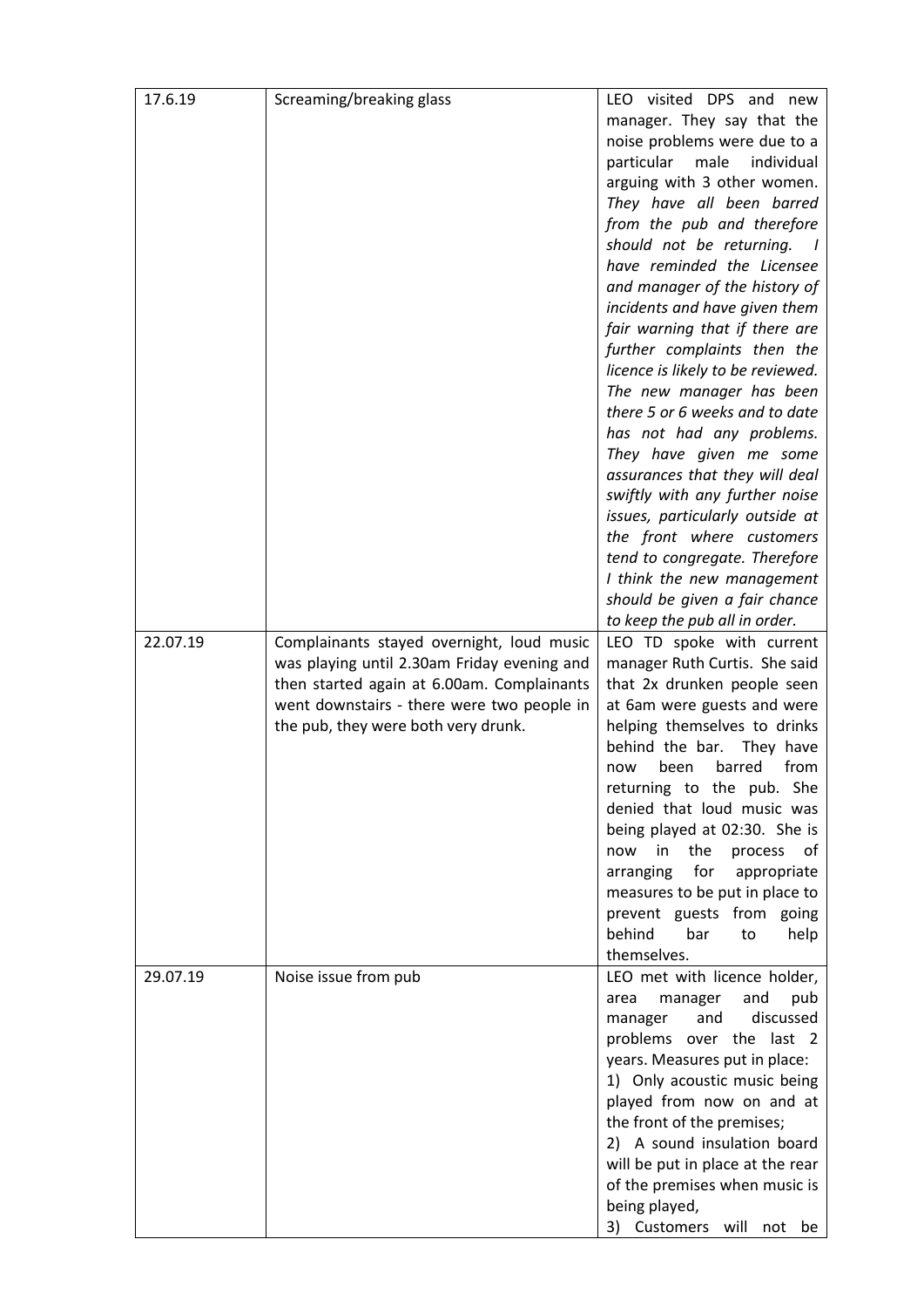| | | |
|---|---|---|
| 17.6.19 | Screaming/breaking glass | LEO visited DPS and new manager. They say that the noise problems were due to a particular male individual arguing with 3 other women. *They have all been barred from the pub and therefore should not be returning. I have reminded the Licensee and manager of the history of incidents and have given them fair warning that if there are further complaints then the licence is likely to be reviewed. The new manager has been there 5 or 6 weeks and to date has not had any problems. They have given me some assurances that they will deal swiftly with any further noise issues, particularly outside at the front where customers tend to congregate. Therefore I think the new management should be given a fair chance to keep the pub all in order.* |
| 22.07.19 | Complainants stayed overnight, loud music was playing until 2.30am Friday evening and then started again at 6.00am. Complainants went downstairs - there were two people in the pub, they were both very drunk. | LEO TD spoke with current manager Ruth Curtis. She said that 2x drunken people seen at 6am were guests and were helping themselves to drinks behind the bar. They have now been barred from returning to the pub. She denied that loud music was being played at 02:30. She is now in the process of arranging for appropriate measures to be put in place to prevent guests from going behind bar to help themselves. |
| 29.07.19 | Noise issue from pub | LEO met with licence holder, area manager and pub manager and discussed problems over the last 2 years. Measures put in place:<br>1) Only acoustic music being played from now on and at the front of the premises;<br>2) A sound insulation board will be put in place at the rear of the premises when music is being played,<br>3) Customers will not be |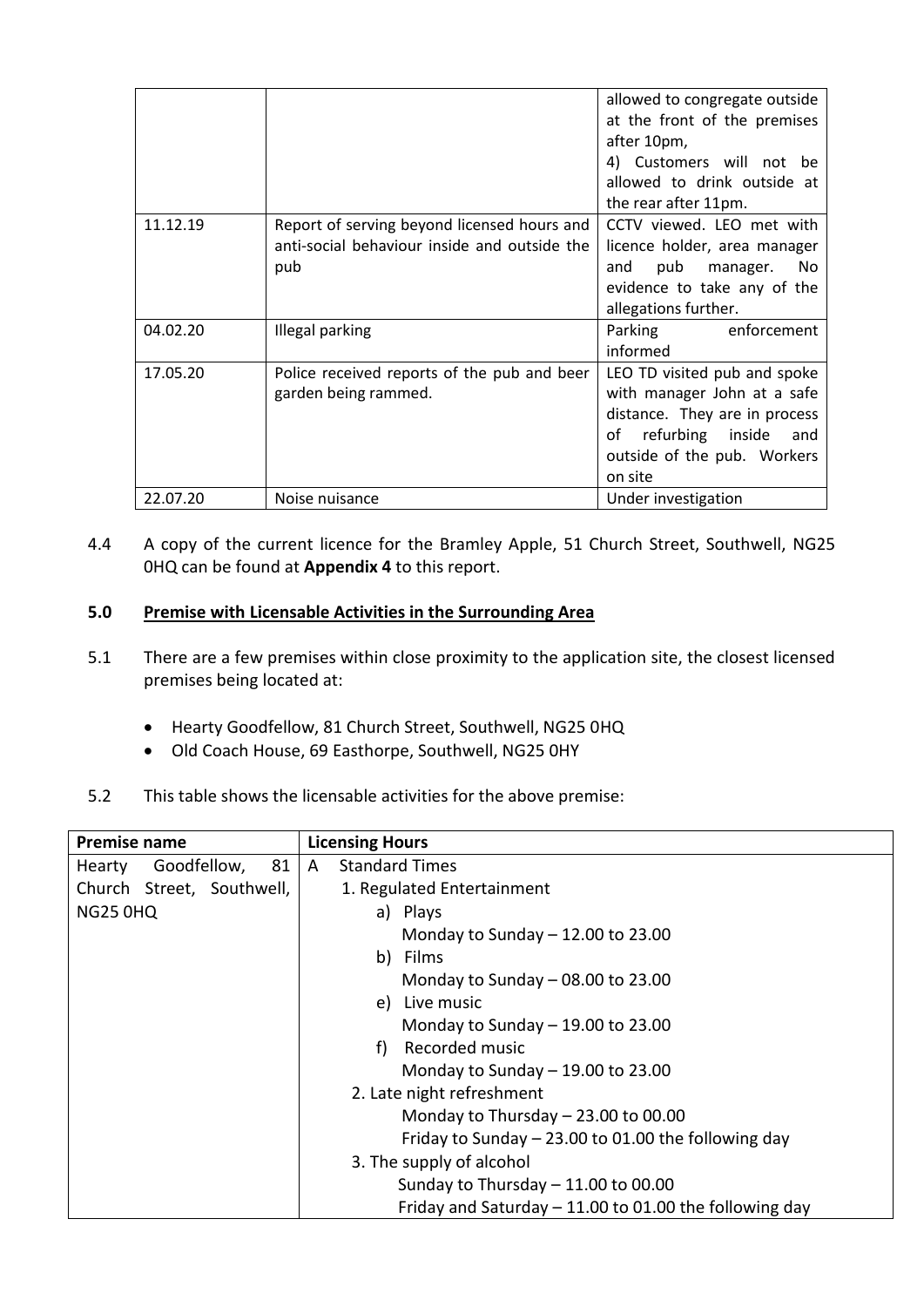| | | allowed to congregate outside at the front of the premises after 10pm,<br>4) Customers will not be allowed to drink outside at the rear after 11pm. |
|---|---|---|
| 11.12.19 | Report of serving beyond licensed hours and anti-social behaviour inside and outside the pub | CCTV viewed. LEO met with licence holder, area manager and pub manager. No evidence to take any of the allegations further. |
| 04.02.20 | Illegal parking | Parking enforcement informed |
| 17.05.20 | Police received reports of the pub and beer garden being rammed. | LEO TD visited pub and spoke with manager John at a safe distance. They are in process of refurbing inside and outside of the pub. Workers on site |
| 22.07.20 | Noise nuisance | Under investigation |

4.4 A copy of the current licence for the Bramley Apple, 51 Church Street, Southwell, NG25 0HQ can be found at **Appendix 4** to this report.

## 5.0 Premise with Licensable Activities in the Surrounding Area

5.1 There are a few premises within close proximity to the application site, the closest licensed premises being located at:

- Hearty Goodfellow, 81 Church Street, Southwell, NG25 0HQ
- Old Coach House, 69 Easthorpe, Southwell, NG25 0HY

5.2 This table shows the licensable activities for the above premise:

| Premise name | Licensing Hours |
|---|---|
| Hearty Goodfellow, 81 Church Street, Southwell, NG25 0HQ | A Standard Times<br>1. Regulated Entertainment<br>a) Plays<br>Monday to Sunday – 12.00 to 23.00<br>b) Films<br>Monday to Sunday – 08.00 to 23.00<br>e) Live music<br>Monday to Sunday – 19.00 to 23.00<br>f) Recorded music<br>Monday to Sunday – 19.00 to 23.00<br>2. Late night refreshment<br>Monday to Thursday – 23.00 to 00.00<br>Friday to Sunday – 23.00 to 01.00 the following day<br>3. The supply of alcohol<br>Sunday to Thursday – 11.00 to 00.00<br>Friday and Saturday – 11.00 to 01.00 the following day |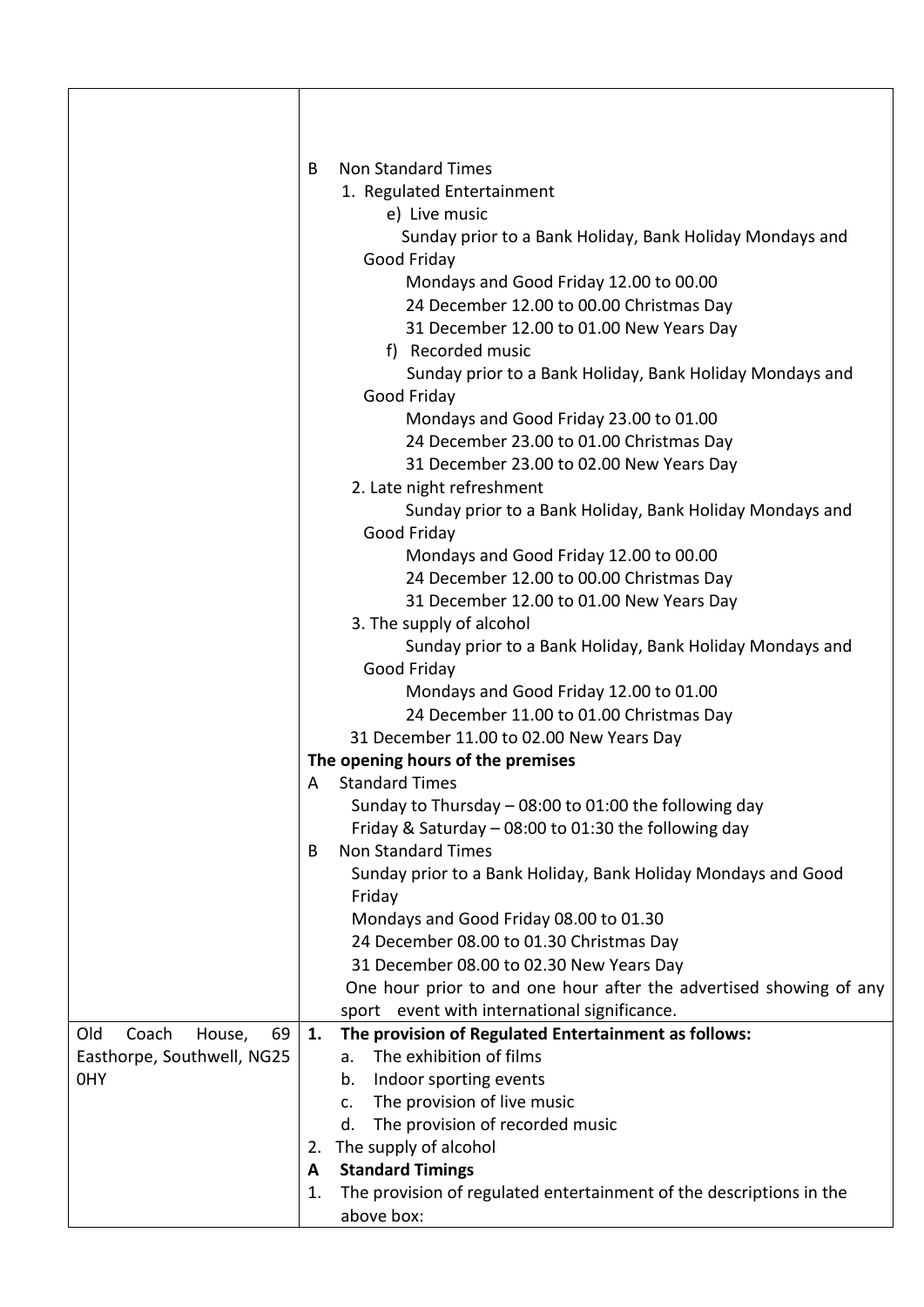| | |
|---|---|
| | B Non Standard Times<br>1. Regulated Entertainment<br>e) Live music<br>Sunday prior to a Bank Holiday, Bank Holiday Mondays and Good Friday<br>Mondays and Good Friday 12.00 to 00.00<br>24 December 12.00 to 00.00 Christmas Day<br>31 December 12.00 to 01.00 New Years Day<br>f) Recorded music<br>Sunday prior to a Bank Holiday, Bank Holiday Mondays and Good Friday<br>Mondays and Good Friday 23.00 to 01.00<br>24 December 23.00 to 01.00 Christmas Day<br>31 December 23.00 to 02.00 New Years Day<br>2. Late night refreshment<br>Sunday prior to a Bank Holiday, Bank Holiday Mondays and Good Friday<br>Mondays and Good Friday 12.00 to 00.00<br>24 December 12.00 to 00.00 Christmas Day<br>31 December 12.00 to 01.00 New Years Day<br>3. The supply of alcohol<br>Sunday prior to a Bank Holiday, Bank Holiday Mondays and Good Friday<br>Mondays and Good Friday 12.00 to 01.00<br>24 December 11.00 to 01.00 Christmas Day<br>31 December 11.00 to 02.00 New Years Day<br>**The opening hours of the premises**<br>A Standard Times<br>Sunday to Thursday – 08:00 to 01:00 the following day<br>Friday & Saturday – 08:00 to 01:30 the following day<br>B Non Standard Times<br>Sunday prior to a Bank Holiday, Bank Holiday Mondays and Good Friday<br>Mondays and Good Friday 08.00 to 01.30<br>24 December 08.00 to 01.30 Christmas Day<br>31 December 08.00 to 02.30 New Years Day<br>One hour prior to and one hour after the advertised showing of any sport event with international significance. |
| Old Coach House, 69 Easthorpe, Southwell, NG25 0HY | **1. The provision of Regulated Entertainment as follows:**<br>a. The exhibition of films<br>b. Indoor sporting events<br>c. The provision of live music<br>d. The provision of recorded music<br>2. The supply of alcohol<br>**A Standard Timings**<br>1. The provision of regulated entertainment of the descriptions in the above box: |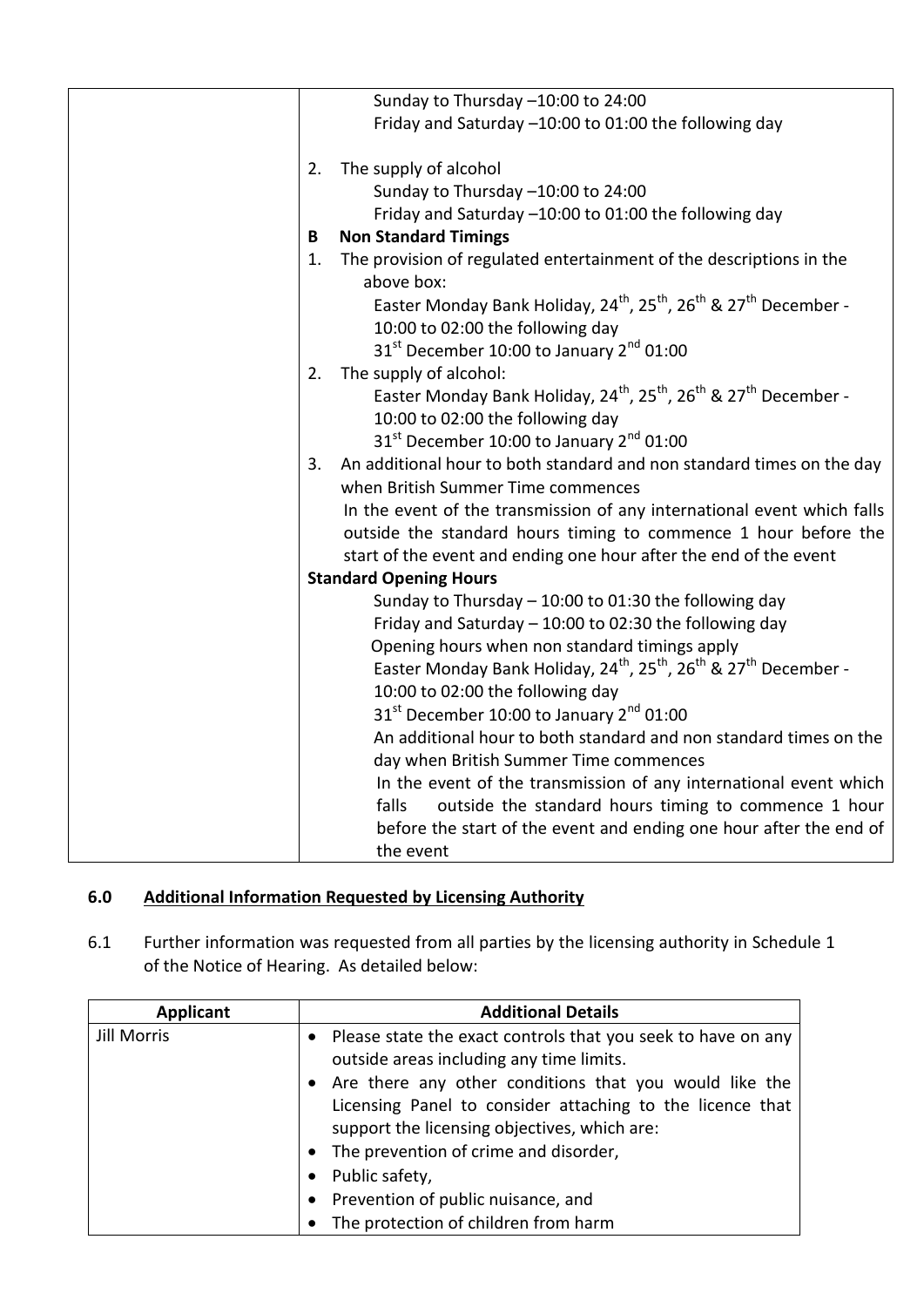| | Sunday to Thursday –10:00 to 24:00<br>Friday and Saturday –10:00 to 01:00 the following day<br><br>2. The supply of alcohol<br>Sunday to Thursday –10:00 to 24:00<br>Friday and Saturday –10:00 to 01:00 the following day<br>**B Non Standard Timings**<br>1. The provision of regulated entertainment of the descriptions in the above box:<br>Easter Monday Bank Holiday, 24th, 25th, 26th & 27th December - 10:00 to 02:00 the following day<br>31st December 10:00 to January 2nd 01:00<br>2. The supply of alcohol:<br>Easter Monday Bank Holiday, 24th, 25th, 26th & 27th December - 10:00 to 02:00 the following day<br>31st December 10:00 to January 2nd 01:00<br>3. An additional hour to both standard and non standard times on the day when British Summer Time commences<br>In the event of the transmission of any international event which falls outside the standard hours timing to commence 1 hour before the start of the event and ending one hour after the end of the event<br>**Standard Opening Hours**<br>Sunday to Thursday – 10:00 to 01:30 the following day<br>Friday and Saturday – 10:00 to 02:30 the following day<br>Opening hours when non standard timings apply<br>Easter Monday Bank Holiday, 24th, 25th, 26th & 27th December - 10:00 to 02:00 the following day<br>31st December 10:00 to January 2nd 01:00<br>An additional hour to both standard and non standard times on the day when British Summer Time commences<br>In the event of the transmission of any international event which falls outside the standard hours timing to commence 1 hour before the start of the event and ending one hour after the end of the event |
|---|---|

## 6.0 Additional Information Requested by Licensing Authority

6.1 Further information was requested from all parties by the licensing authority in Schedule 1 of the Notice of Hearing. As detailed below:

| Applicant | Additional Details |
|---|---|
| Jill Morris | • Please state the exact controls that you seek to have on any outside areas including any time limits.<br>• Are there any other conditions that you would like the Licensing Panel to consider attaching to the licence that support the licensing objectives, which are:<br>• The prevention of crime and disorder,<br>• Public safety,<br>• Prevention of public nuisance, and<br>• The protection of children from harm |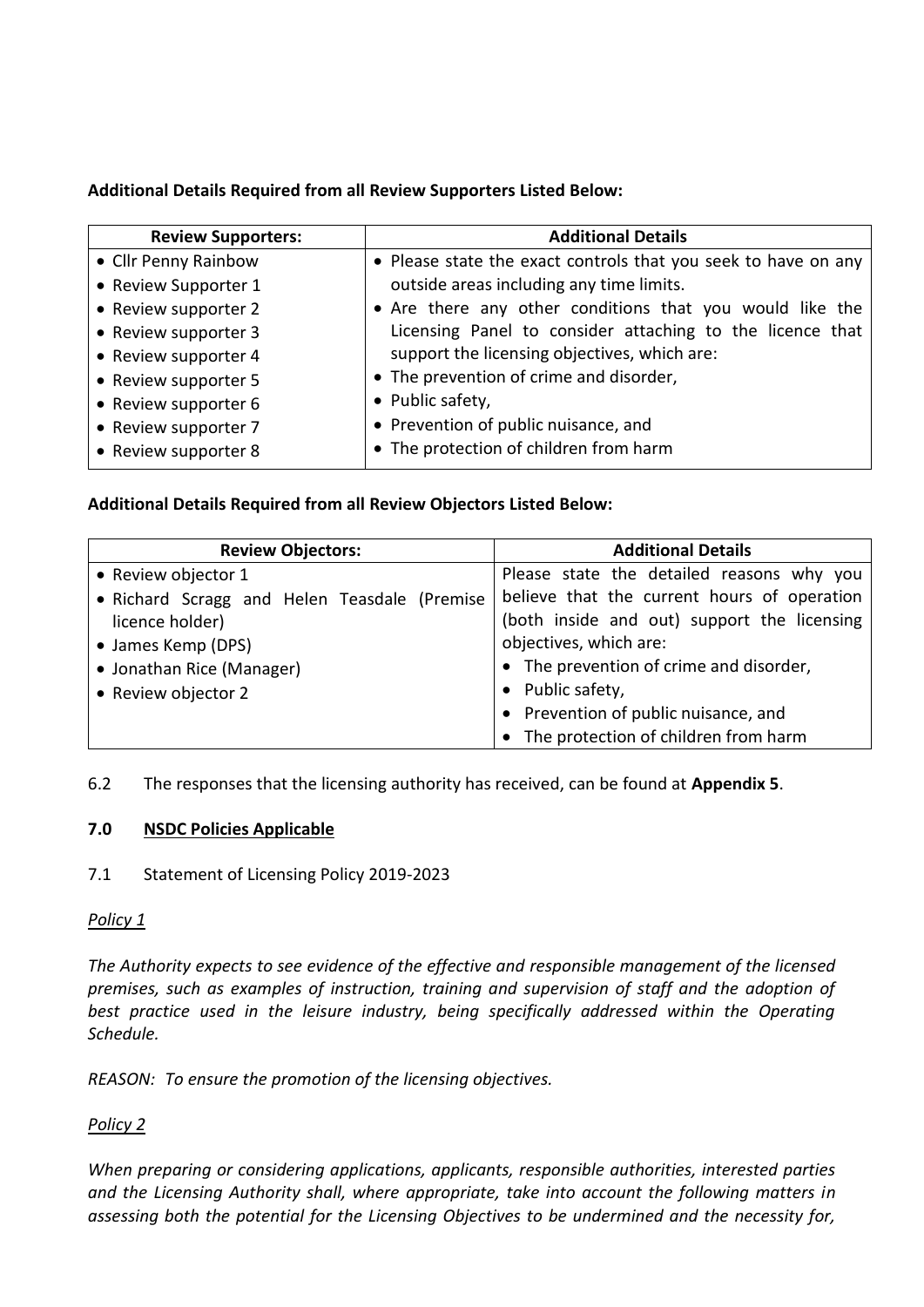**Additional Details Required from all Review Supporters Listed Below:**

| Review Supporters: | Additional Details |
|---|---|
| • Cllr Penny Rainbow<br>• Review Supporter 1<br>• Review supporter 2<br>• Review supporter 3<br>• Review supporter 4<br>• Review supporter 5<br>• Review supporter 6<br>• Review supporter 7<br>• Review supporter 8 | • Please state the exact controls that you seek to have on any outside areas including any time limits.<br>• Are there any other conditions that you would like the Licensing Panel to consider attaching to the licence that support the licensing objectives, which are:<br>• The prevention of crime and disorder,<br>• Public safety,<br>• Prevention of public nuisance, and<br>• The protection of children from harm |

**Additional Details Required from all Review Objectors Listed Below:**

| Review Objectors: | Additional Details |
|---|---|
| • Review objector 1<br>• Richard Scragg and Helen Teasdale (Premise licence holder)<br>• James Kemp (DPS)<br>• Jonathan Rice (Manager)<br>• Review objector 2 | Please state the detailed reasons why you believe that the current hours of operation (both inside and out) support the licensing objectives, which are:<br>• The prevention of crime and disorder,<br>• Public safety,<br>• Prevention of public nuisance, and<br>• The protection of children from harm |

6.2 The responses that the licensing authority has received, can be found at **Appendix 5**.

## 7.0 NSDC Policies Applicable

7.1 Statement of Licensing Policy 2019-2023

*Policy 1*

*The Authority expects to see evidence of the effective and responsible management of the licensed premises, such as examples of instruction, training and supervision of staff and the adoption of best practice used in the leisure industry, being specifically addressed within the Operating Schedule.*

*REASON: To ensure the promotion of the licensing objectives.*

*Policy 2*

*When preparing or considering applications, applicants, responsible authorities, interested parties and the Licensing Authority shall, where appropriate, take into account the following matters in assessing both the potential for the Licensing Objectives to be undermined and the necessity for,*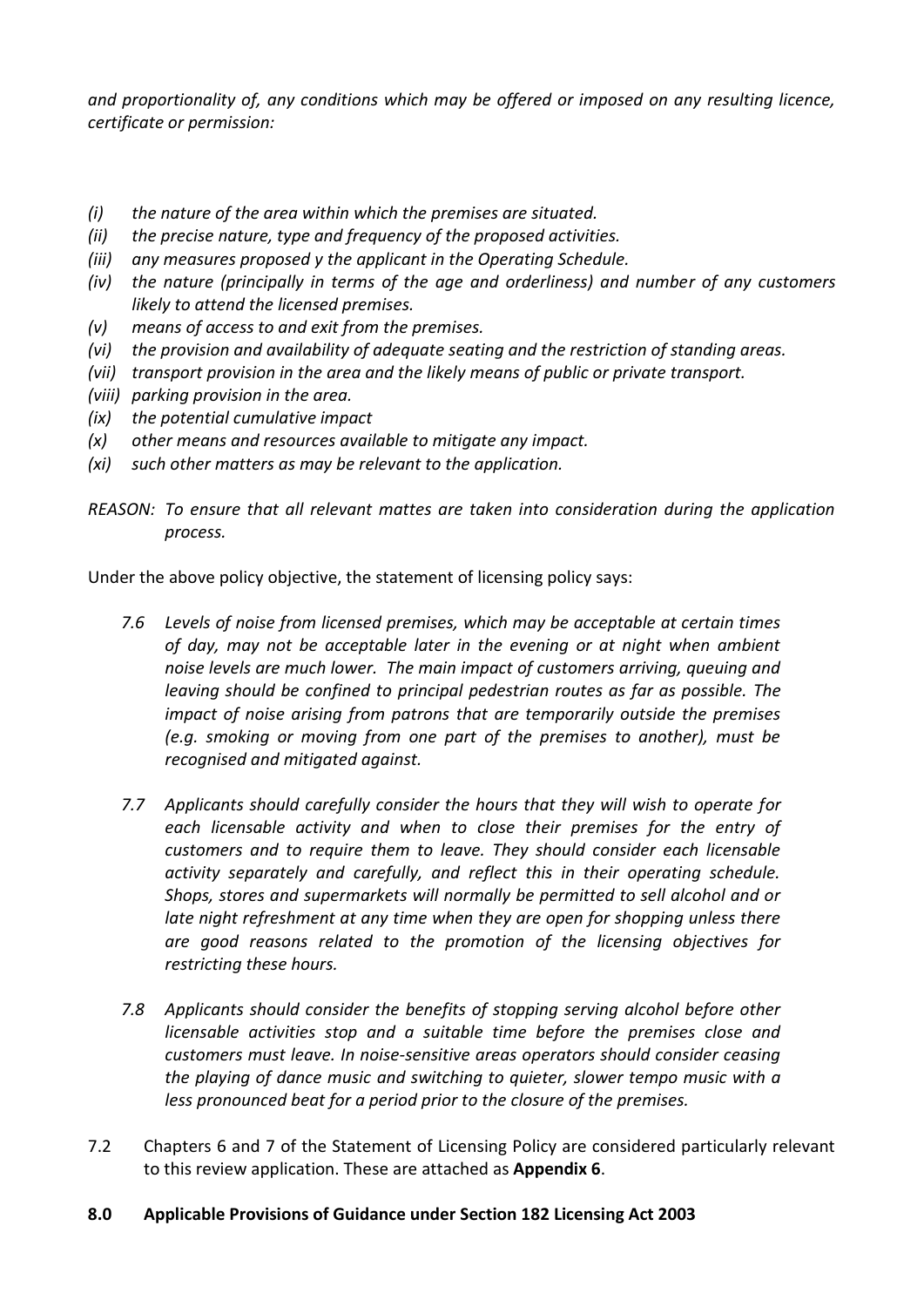*and proportionality of, any conditions which may be offered or imposed on any resulting licence, certificate or permission:*

- *(i) the nature of the area within which the premises are situated.*
- *(ii) the precise nature, type and frequency of the proposed activities.*
- *(iii) any measures proposed y the applicant in the Operating Schedule.*
- *(iv) the nature (principally in terms of the age and orderliness) and number of any customers likely to attend the licensed premises.*
- *(v) means of access to and exit from the premises.*
- *(vi) the provision and availability of adequate seating and the restriction of standing areas.*
- *(vii) transport provision in the area and the likely means of public or private transport.*
- *(viii) parking provision in the area.*
- *(ix) the potential cumulative impact*
- *(x) other means and resources available to mitigate any impact.*
- *(xi) such other matters as may be relevant to the application.*

*REASON: To ensure that all relevant mattes are taken into consideration during the application process.*

Under the above policy objective, the statement of licensing policy says:

> *7.6 Levels of noise from licensed premises, which may be acceptable at certain times of day, may not be acceptable later in the evening or at night when ambient noise levels are much lower. The main impact of customers arriving, queuing and leaving should be confined to principal pedestrian routes as far as possible. The impact of noise arising from patrons that are temporarily outside the premises (e.g. smoking or moving from one part of the premises to another), must be recognised and mitigated against.*
>
> *7.7 Applicants should carefully consider the hours that they will wish to operate for each licensable activity and when to close their premises for the entry of customers and to require them to leave. They should consider each licensable activity separately and carefully, and reflect this in their operating schedule. Shops, stores and supermarkets will normally be permitted to sell alcohol and or late night refreshment at any time when they are open for shopping unless there are good reasons related to the promotion of the licensing objectives for restricting these hours.*
>
> *7.8 Applicants should consider the benefits of stopping serving alcohol before other licensable activities stop and a suitable time before the premises close and customers must leave. In noise-sensitive areas operators should consider ceasing the playing of dance music and switching to quieter, slower tempo music with a less pronounced beat for a period prior to the closure of the premises.*

7.2 Chapters 6 and 7 of the Statement of Licensing Policy are considered particularly relevant to this review application. These are attached as **Appendix 6**.

## 8.0 Applicable Provisions of Guidance under Section 182 Licensing Act 2003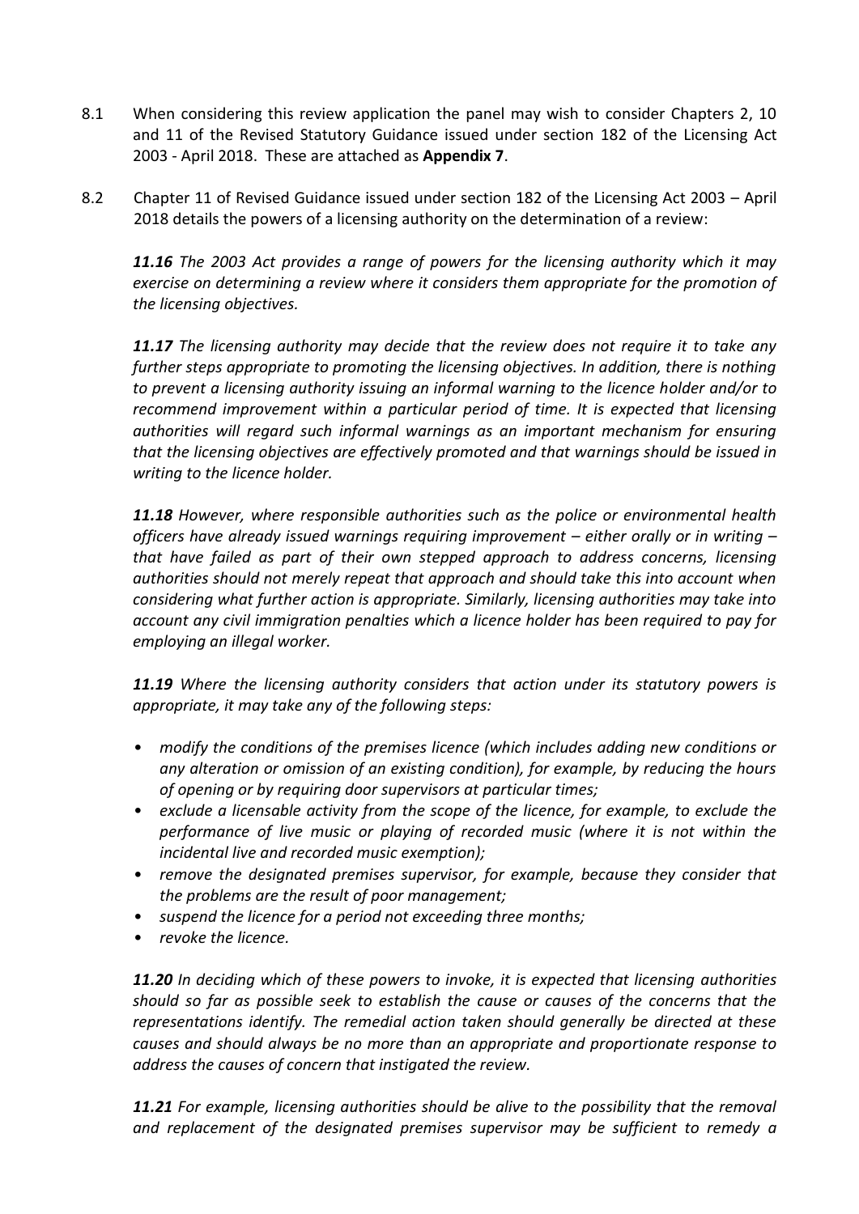8.1 When considering this review application the panel may wish to consider Chapters 2, 10 and 11 of the Revised Statutory Guidance issued under section 182 of the Licensing Act 2003 - April 2018. These are attached as **Appendix 7**.

8.2 Chapter 11 of Revised Guidance issued under section 182 of the Licensing Act 2003 – April 2018 details the powers of a licensing authority on the determination of a review:

***11.16*** *The 2003 Act provides a range of powers for the licensing authority which it may exercise on determining a review where it considers them appropriate for the promotion of the licensing objectives.*

***11.17*** *The licensing authority may decide that the review does not require it to take any further steps appropriate to promoting the licensing objectives. In addition, there is nothing to prevent a licensing authority issuing an informal warning to the licence holder and/or to recommend improvement within a particular period of time. It is expected that licensing authorities will regard such informal warnings as an important mechanism for ensuring that the licensing objectives are effectively promoted and that warnings should be issued in writing to the licence holder.*

***11.18*** *However, where responsible authorities such as the police or environmental health officers have already issued warnings requiring improvement – either orally or in writing – that have failed as part of their own stepped approach to address concerns, licensing authorities should not merely repeat that approach and should take this into account when considering what further action is appropriate. Similarly, licensing authorities may take into account any civil immigration penalties which a licence holder has been required to pay for employing an illegal worker.*

***11.19*** *Where the licensing authority considers that action under its statutory powers is appropriate, it may take any of the following steps:*

- *modify the conditions of the premises licence (which includes adding new conditions or any alteration or omission of an existing condition), for example, by reducing the hours of opening or by requiring door supervisors at particular times;*
- *exclude a licensable activity from the scope of the licence, for example, to exclude the performance of live music or playing of recorded music (where it is not within the incidental live and recorded music exemption);*
- *remove the designated premises supervisor, for example, because they consider that the problems are the result of poor management;*
- *suspend the licence for a period not exceeding three months;*
- *revoke the licence.*

***11.20*** *In deciding which of these powers to invoke, it is expected that licensing authorities should so far as possible seek to establish the cause or causes of the concerns that the representations identify. The remedial action taken should generally be directed at these causes and should always be no more than an appropriate and proportionate response to address the causes of concern that instigated the review.*

***11.21*** *For example, licensing authorities should be alive to the possibility that the removal and replacement of the designated premises supervisor may be sufficient to remedy a*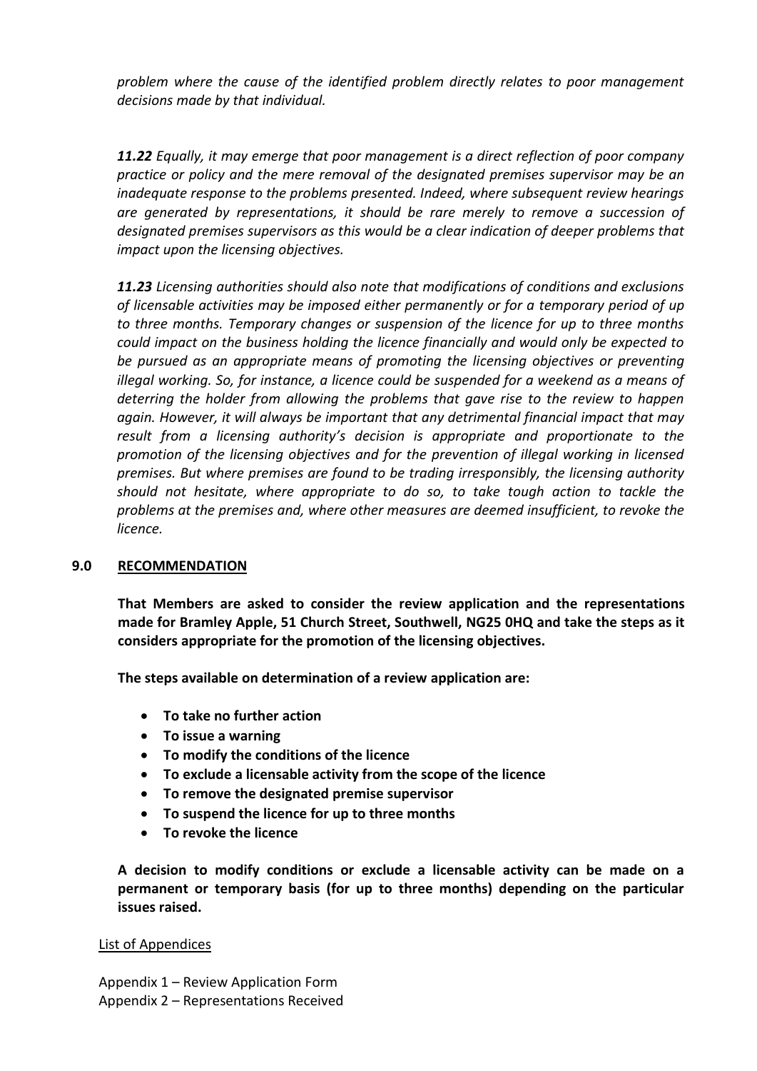*problem where the cause of the identified problem directly relates to poor management decisions made by that individual.*

***11.22** Equally, it may emerge that poor management is a direct reflection of poor company practice or policy and the mere removal of the designated premises supervisor may be an inadequate response to the problems presented. Indeed, where subsequent review hearings are generated by representations, it should be rare merely to remove a succession of designated premises supervisors as this would be a clear indication of deeper problems that impact upon the licensing objectives.*

***11.23** Licensing authorities should also note that modifications of conditions and exclusions of licensable activities may be imposed either permanently or for a temporary period of up to three months. Temporary changes or suspension of the licence for up to three months could impact on the business holding the licence financially and would only be expected to be pursued as an appropriate means of promoting the licensing objectives or preventing illegal working. So, for instance, a licence could be suspended for a weekend as a means of deterring the holder from allowing the problems that gave rise to the review to happen again. However, it will always be important that any detrimental financial impact that may result from a licensing authority's decision is appropriate and proportionate to the promotion of the licensing objectives and for the prevention of illegal working in licensed premises. But where premises are found to be trading irresponsibly, the licensing authority should not hesitate, where appropriate to do so, to take tough action to tackle the problems at the premises and, where other measures are deemed insufficient, to revoke the licence.*

## 9.0 RECOMMENDATION

**That Members are asked to consider the review application and the representations made for Bramley Apple, 51 Church Street, Southwell, NG25 0HQ and take the steps as it considers appropriate for the promotion of the licensing objectives.**

**The steps available on determination of a review application are:**

- **To take no further action**
- **To issue a warning**
- **To modify the conditions of the licence**
- **To exclude a licensable activity from the scope of the licence**
- **To remove the designated premise supervisor**
- **To suspend the licence for up to three months**
- **To revoke the licence**

**A decision to modify conditions or exclude a licensable activity can be made on a permanent or temporary basis (for up to three months) depending on the particular issues raised.**

List of Appendices

Appendix 1 – Review Application Form
Appendix 2 – Representations Received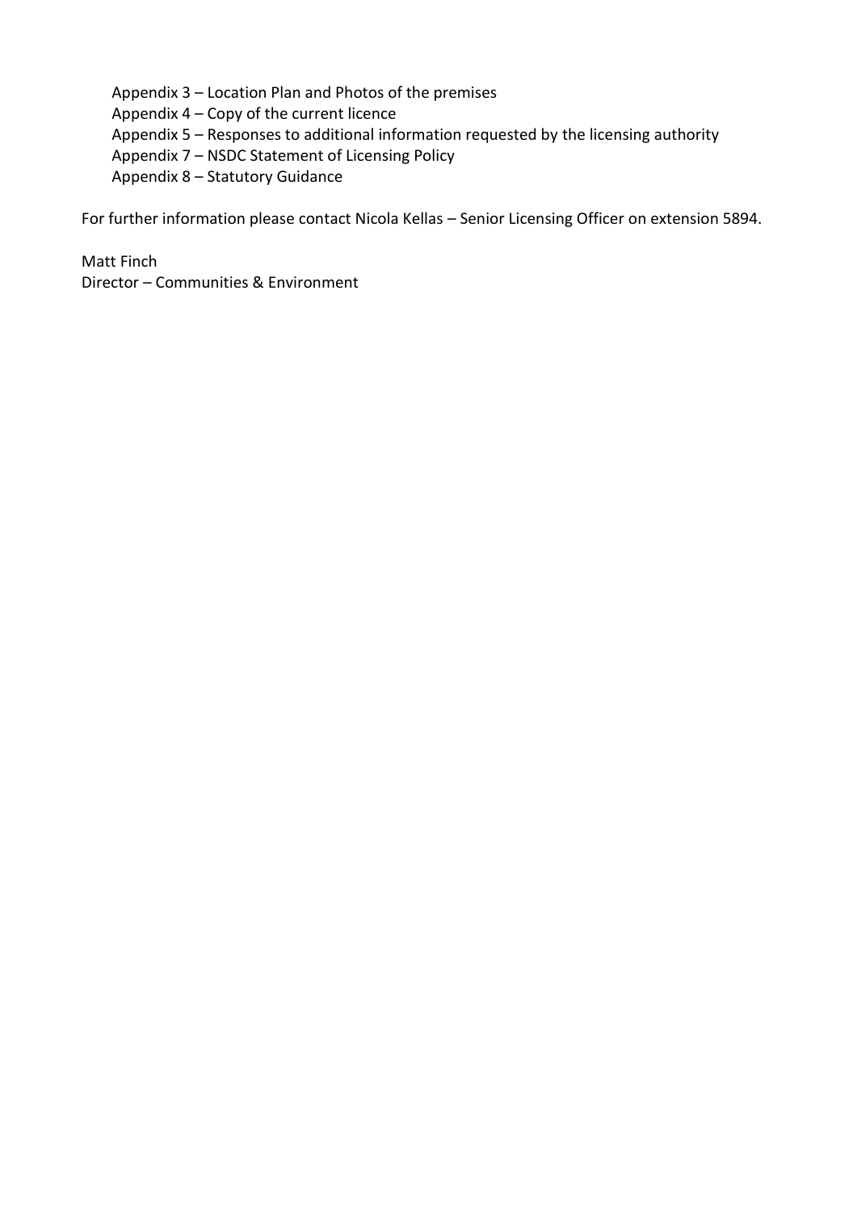Appendix 3 – Location Plan and Photos of the premises
Appendix 4 – Copy of the current licence
Appendix 5 – Responses to additional information requested by the licensing authority
Appendix 7 – NSDC Statement of Licensing Policy
Appendix 8 – Statutory Guidance

For further information please contact Nicola Kellas – Senior Licensing Officer on extension 5894.

Matt Finch
Director – Communities & Environment